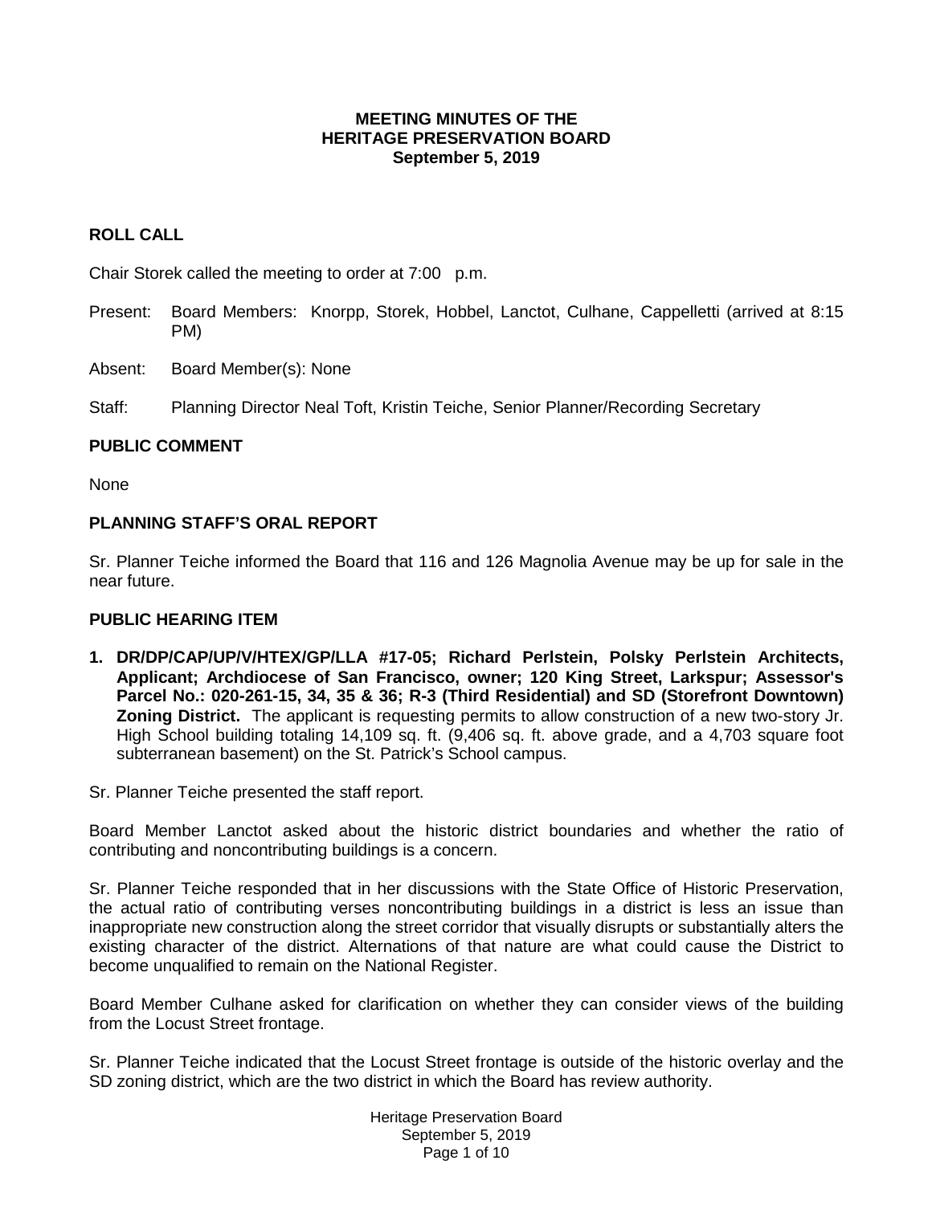# MEETING MINUTES OF THE HERITAGE PRESERVATION BOARD
## September 5, 2019

## ROLL CALL

Chair Storek called the meeting to order at 7:00 p.m.

Present: Board Members: Knorpp, Storek, Hobbel, Lanctot, Culhane, Cappelletti (arrived at 8:15 PM)

Absent: Board Member(s): None

Staff: Planning Director Neal Toft, Kristin Teiche, Senior Planner/Recording Secretary

## PUBLIC COMMENT

None

## PLANNING STAFF'S ORAL REPORT

Sr. Planner Teiche informed the Board that 116 and 126 Magnolia Avenue may be up for sale in the near future.

## PUBLIC HEARING ITEM

1. **DR/DP/CAP/UP/V/HTEX/GP/LLA #17-05; Richard Perlstein, Polsky Perlstein Architects, Applicant; Archdiocese of San Francisco, owner; 120 King Street, Larkspur; Assessor's Parcel No.: 020-261-15, 34, 35 & 36; R-3 (Third Residential) and SD (Storefront Downtown) Zoning District.** The applicant is requesting permits to allow construction of a new two-story Jr. High School building totaling 14,109 sq. ft. (9,406 sq. ft. above grade, and a 4,703 square foot subterranean basement) on the St. Patrick's School campus.

Sr. Planner Teiche presented the staff report.

Board Member Lanctot asked about the historic district boundaries and whether the ratio of contributing and noncontributing buildings is a concern.

Sr. Planner Teiche responded that in her discussions with the State Office of Historic Preservation, the actual ratio of contributing verses noncontributing buildings in a district is less an issue than inappropriate new construction along the street corridor that visually disrupts or substantially alters the existing character of the district. Alternations of that nature are what could cause the District to become unqualified to remain on the National Register.

Board Member Culhane asked for clarification on whether they can consider views of the building from the Locust Street frontage.

Sr. Planner Teiche indicated that the Locust Street frontage is outside of the historic overlay and the SD zoning district, which are the two district in which the Board has review authority.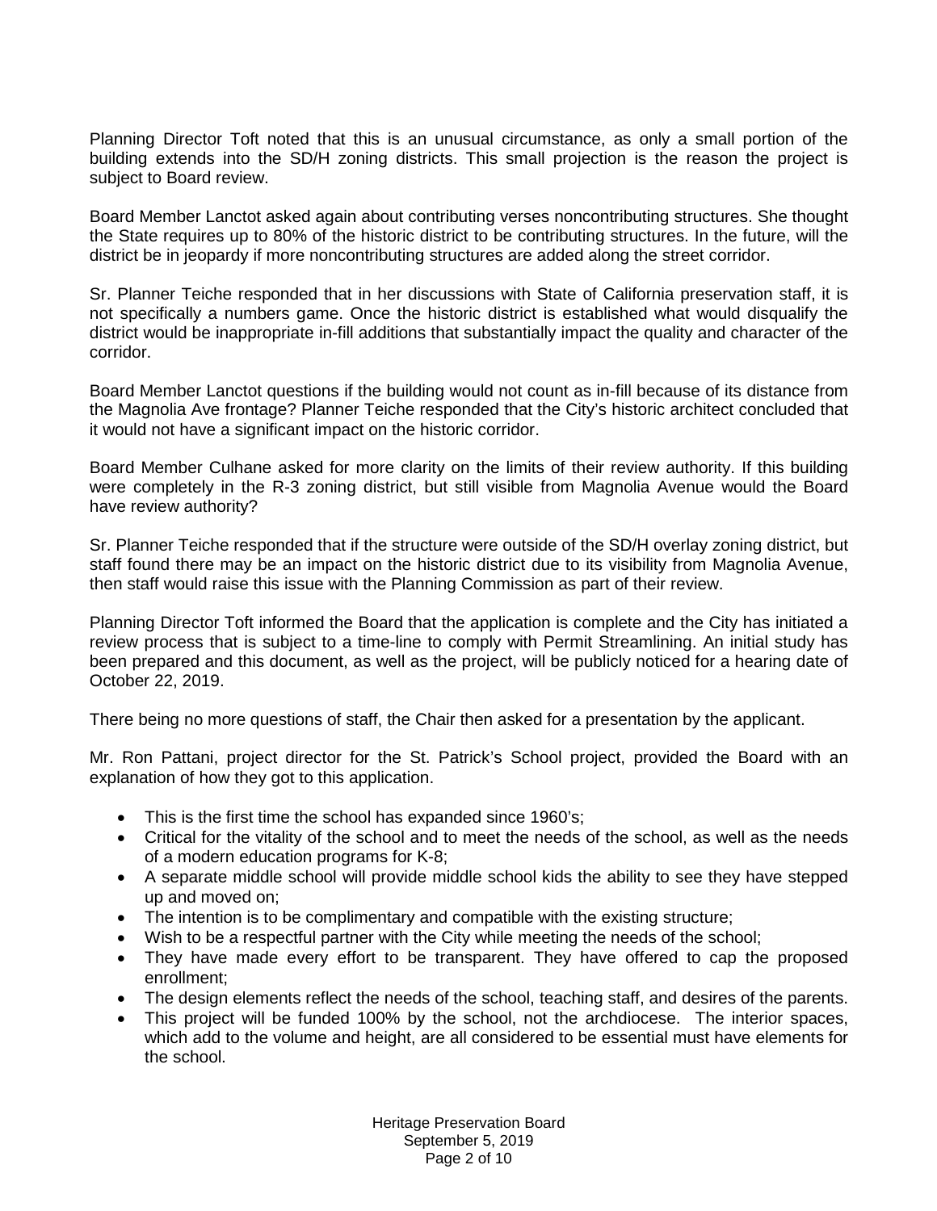Planning Director Toft noted that this is an unusual circumstance, as only a small portion of the building extends into the SD/H zoning districts. This small projection is the reason the project is subject to Board review.

Board Member Lanctot asked again about contributing verses noncontributing structures. She thought the State requires up to 80% of the historic district to be contributing structures. In the future, will the district be in jeopardy if more noncontributing structures are added along the street corridor.

Sr. Planner Teiche responded that in her discussions with State of California preservation staff, it is not specifically a numbers game. Once the historic district is established what would disqualify the district would be inappropriate in-fill additions that substantially impact the quality and character of the corridor.

Board Member Lanctot questions if the building would not count as in-fill because of its distance from the Magnolia Ave frontage? Planner Teiche responded that the City's historic architect concluded that it would not have a significant impact on the historic corridor.

Board Member Culhane asked for more clarity on the limits of their review authority. If this building were completely in the R-3 zoning district, but still visible from Magnolia Avenue would the Board have review authority?

Sr. Planner Teiche responded that if the structure were outside of the SD/H overlay zoning district, but staff found there may be an impact on the historic district due to its visibility from Magnolia Avenue, then staff would raise this issue with the Planning Commission as part of their review.

Planning Director Toft informed the Board that the application is complete and the City has initiated a review process that is subject to a time-line to comply with Permit Streamlining. An initial study has been prepared and this document, as well as the project, will be publicly noticed for a hearing date of October 22, 2019.

There being no more questions of staff, the Chair then asked for a presentation by the applicant.

Mr. Ron Pattani, project director for the St. Patrick's School project, provided the Board with an explanation of how they got to this application.

- This is the first time the school has expanded since 1960's;
- Critical for the vitality of the school and to meet the needs of the school, as well as the needs of a modern education programs for K-8;
- A separate middle school will provide middle school kids the ability to see they have stepped up and moved on;
- The intention is to be complimentary and compatible with the existing structure;
- Wish to be a respectful partner with the City while meeting the needs of the school;
- They have made every effort to be transparent. They have offered to cap the proposed enrollment;
- The design elements reflect the needs of the school, teaching staff, and desires of the parents.
- This project will be funded 100% by the school, not the archdiocese. The interior spaces, which add to the volume and height, are all considered to be essential must have elements for the school.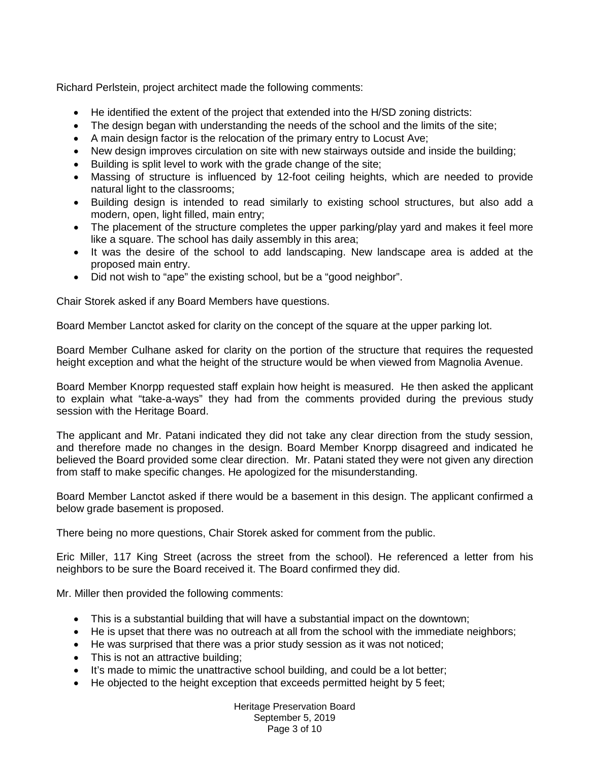Richard Perlstein, project architect made the following comments:

- He identified the extent of the project that extended into the H/SD zoning districts:
- The design began with understanding the needs of the school and the limits of the site;
- A main design factor is the relocation of the primary entry to Locust Ave;
- New design improves circulation on site with new stairways outside and inside the building;
- Building is split level to work with the grade change of the site;
- Massing of structure is influenced by 12-foot ceiling heights, which are needed to provide natural light to the classrooms;
- Building design is intended to read similarly to existing school structures, but also add a modern, open, light filled, main entry;
- The placement of the structure completes the upper parking/play yard and makes it feel more like a square. The school has daily assembly in this area;
- It was the desire of the school to add landscaping. New landscape area is added at the proposed main entry.
- Did not wish to "ape" the existing school, but be a "good neighbor".

Chair Storek asked if any Board Members have questions.

Board Member Lanctot asked for clarity on the concept of the square at the upper parking lot.

Board Member Culhane asked for clarity on the portion of the structure that requires the requested height exception and what the height of the structure would be when viewed from Magnolia Avenue.

Board Member Knorpp requested staff explain how height is measured. He then asked the applicant to explain what "take-a-ways" they had from the comments provided during the previous study session with the Heritage Board.

The applicant and Mr. Patani indicated they did not take any clear direction from the study session, and therefore made no changes in the design. Board Member Knorpp disagreed and indicated he believed the Board provided some clear direction. Mr. Patani stated they were not given any direction from staff to make specific changes. He apologized for the misunderstanding.

Board Member Lanctot asked if there would be a basement in this design. The applicant confirmed a below grade basement is proposed.

There being no more questions, Chair Storek asked for comment from the public.

Eric Miller, 117 King Street (across the street from the school). He referenced a letter from his neighbors to be sure the Board received it. The Board confirmed they did.

Mr. Miller then provided the following comments:

- This is a substantial building that will have a substantial impact on the downtown;
- He is upset that there was no outreach at all from the school with the immediate neighbors;
- He was surprised that there was a prior study session as it was not noticed;
- This is not an attractive building;
- It's made to mimic the unattractive school building, and could be a lot better;
- He objected to the height exception that exceeds permitted height by 5 feet;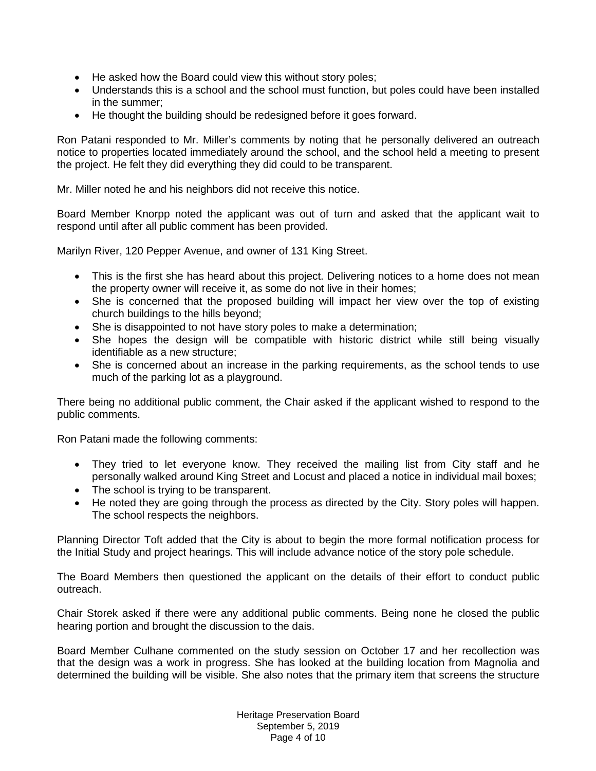- He asked how the Board could view this without story poles;
- Understands this is a school and the school must function, but poles could have been installed in the summer;
- He thought the building should be redesigned before it goes forward.

Ron Patani responded to Mr. Miller's comments by noting that he personally delivered an outreach notice to properties located immediately around the school, and the school held a meeting to present the project. He felt they did everything they did could to be transparent.

Mr. Miller noted he and his neighbors did not receive this notice.

Board Member Knorpp noted the applicant was out of turn and asked that the applicant wait to respond until after all public comment has been provided.

Marilyn River, 120 Pepper Avenue, and owner of 131 King Street.

- This is the first she has heard about this project. Delivering notices to a home does not mean the property owner will receive it, as some do not live in their homes;
- She is concerned that the proposed building will impact her view over the top of existing church buildings to the hills beyond;
- She is disappointed to not have story poles to make a determination;
- She hopes the design will be compatible with historic district while still being visually identifiable as a new structure;
- She is concerned about an increase in the parking requirements, as the school tends to use much of the parking lot as a playground.

There being no additional public comment, the Chair asked if the applicant wished to respond to the public comments.

Ron Patani made the following comments:

- They tried to let everyone know. They received the mailing list from City staff and he personally walked around King Street and Locust and placed a notice in individual mail boxes;
- The school is trying to be transparent.
- He noted they are going through the process as directed by the City. Story poles will happen. The school respects the neighbors.

Planning Director Toft added that the City is about to begin the more formal notification process for the Initial Study and project hearings. This will include advance notice of the story pole schedule.

The Board Members then questioned the applicant on the details of their effort to conduct public outreach.

Chair Storek asked if there were any additional public comments. Being none he closed the public hearing portion and brought the discussion to the dais.

Board Member Culhane commented on the study session on October 17 and her recollection was that the design was a work in progress. She has looked at the building location from Magnolia and determined the building will be visible. She also notes that the primary item that screens the structure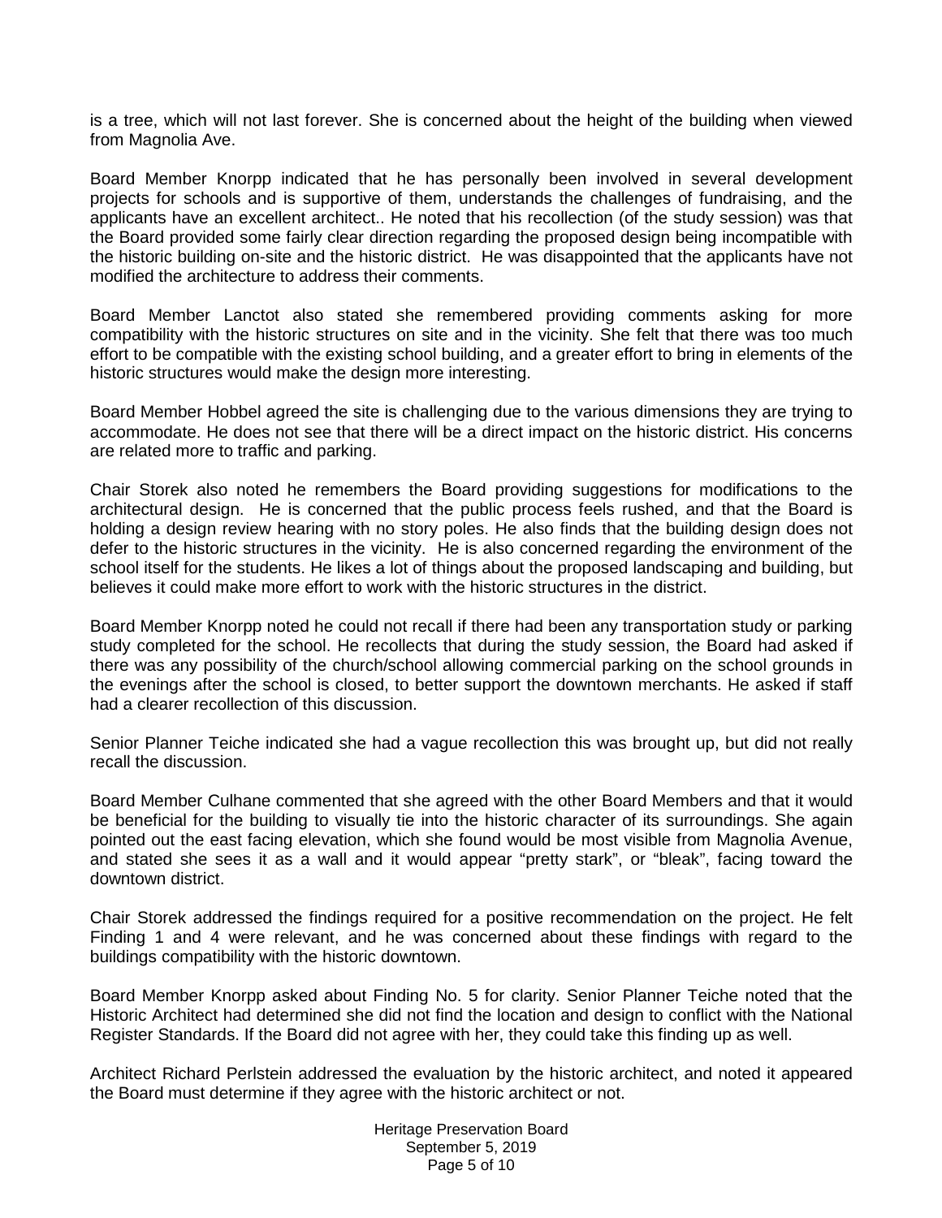is a tree, which will not last forever. She is concerned about the height of the building when viewed from Magnolia Ave.

Board Member Knorpp indicated that he has personally been involved in several development projects for schools and is supportive of them, understands the challenges of fundraising, and the applicants have an excellent architect.. He noted that his recollection (of the study session) was that the Board provided some fairly clear direction regarding the proposed design being incompatible with the historic building on-site and the historic district. He was disappointed that the applicants have not modified the architecture to address their comments.

Board Member Lanctot also stated she remembered providing comments asking for more compatibility with the historic structures on site and in the vicinity. She felt that there was too much effort to be compatible with the existing school building, and a greater effort to bring in elements of the historic structures would make the design more interesting.

Board Member Hobbel agreed the site is challenging due to the various dimensions they are trying to accommodate. He does not see that there will be a direct impact on the historic district. His concerns are related more to traffic and parking.

Chair Storek also noted he remembers the Board providing suggestions for modifications to the architectural design. He is concerned that the public process feels rushed, and that the Board is holding a design review hearing with no story poles. He also finds that the building design does not defer to the historic structures in the vicinity. He is also concerned regarding the environment of the school itself for the students. He likes a lot of things about the proposed landscaping and building, but believes it could make more effort to work with the historic structures in the district.

Board Member Knorpp noted he could not recall if there had been any transportation study or parking study completed for the school. He recollects that during the study session, the Board had asked if there was any possibility of the church/school allowing commercial parking on the school grounds in the evenings after the school is closed, to better support the downtown merchants. He asked if staff had a clearer recollection of this discussion.

Senior Planner Teiche indicated she had a vague recollection this was brought up, but did not really recall the discussion.

Board Member Culhane commented that she agreed with the other Board Members and that it would be beneficial for the building to visually tie into the historic character of its surroundings. She again pointed out the east facing elevation, which she found would be most visible from Magnolia Avenue, and stated she sees it as a wall and it would appear "pretty stark", or "bleak", facing toward the downtown district.

Chair Storek addressed the findings required for a positive recommendation on the project. He felt Finding 1 and 4 were relevant, and he was concerned about these findings with regard to the buildings compatibility with the historic downtown.

Board Member Knorpp asked about Finding No. 5 for clarity. Senior Planner Teiche noted that the Historic Architect had determined she did not find the location and design to conflict with the National Register Standards. If the Board did not agree with her, they could take this finding up as well.

Architect Richard Perlstein addressed the evaluation by the historic architect, and noted it appeared the Board must determine if they agree with the historic architect or not.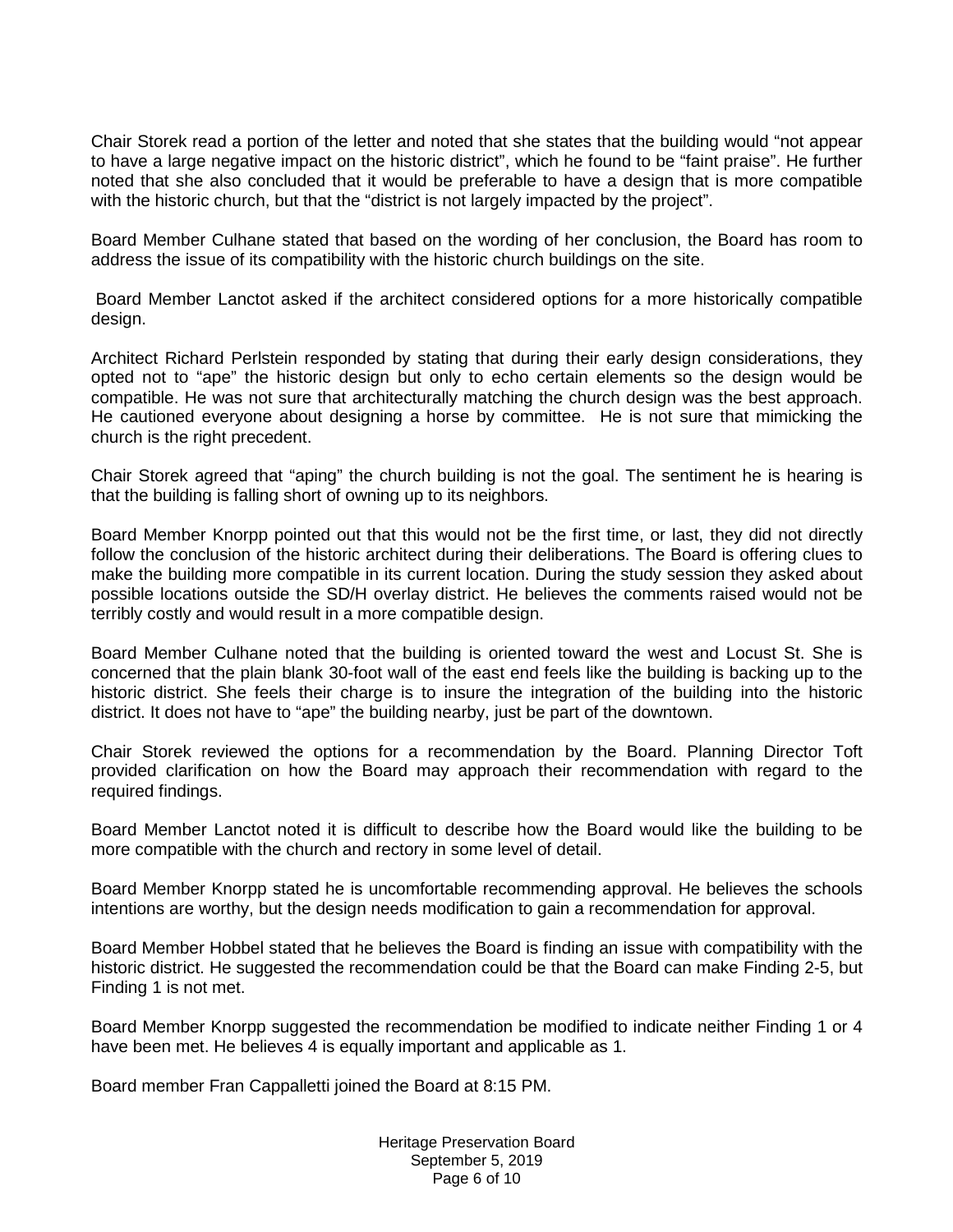Chair Storek read a portion of the letter and noted that she states that the building would "not appear to have a large negative impact on the historic district", which he found to be "faint praise". He further noted that she also concluded that it would be preferable to have a design that is more compatible with the historic church, but that the "district is not largely impacted by the project".

Board Member Culhane stated that based on the wording of her conclusion, the Board has room to address the issue of its compatibility with the historic church buildings on the site.

Board Member Lanctot asked if the architect considered options for a more historically compatible design.

Architect Richard Perlstein responded by stating that during their early design considerations, they opted not to "ape" the historic design but only to echo certain elements so the design would be compatible. He was not sure that architecturally matching the church design was the best approach. He cautioned everyone about designing a horse by committee. He is not sure that mimicking the church is the right precedent.

Chair Storek agreed that "aping" the church building is not the goal. The sentiment he is hearing is that the building is falling short of owning up to its neighbors.

Board Member Knorpp pointed out that this would not be the first time, or last, they did not directly follow the conclusion of the historic architect during their deliberations. The Board is offering clues to make the building more compatible in its current location. During the study session they asked about possible locations outside the SD/H overlay district. He believes the comments raised would not be terribly costly and would result in a more compatible design.

Board Member Culhane noted that the building is oriented toward the west and Locust St. She is concerned that the plain blank 30-foot wall of the east end feels like the building is backing up to the historic district. She feels their charge is to insure the integration of the building into the historic district. It does not have to "ape" the building nearby, just be part of the downtown.

Chair Storek reviewed the options for a recommendation by the Board. Planning Director Toft provided clarification on how the Board may approach their recommendation with regard to the required findings.

Board Member Lanctot noted it is difficult to describe how the Board would like the building to be more compatible with the church and rectory in some level of detail.

Board Member Knorpp stated he is uncomfortable recommending approval. He believes the schools intentions are worthy, but the design needs modification to gain a recommendation for approval.

Board Member Hobbel stated that he believes the Board is finding an issue with compatibility with the historic district. He suggested the recommendation could be that the Board can make Finding 2-5, but Finding 1 is not met.

Board Member Knorpp suggested the recommendation be modified to indicate neither Finding 1 or 4 have been met. He believes 4 is equally important and applicable as 1.

Board member Fran Cappalletti joined the Board at 8:15 PM.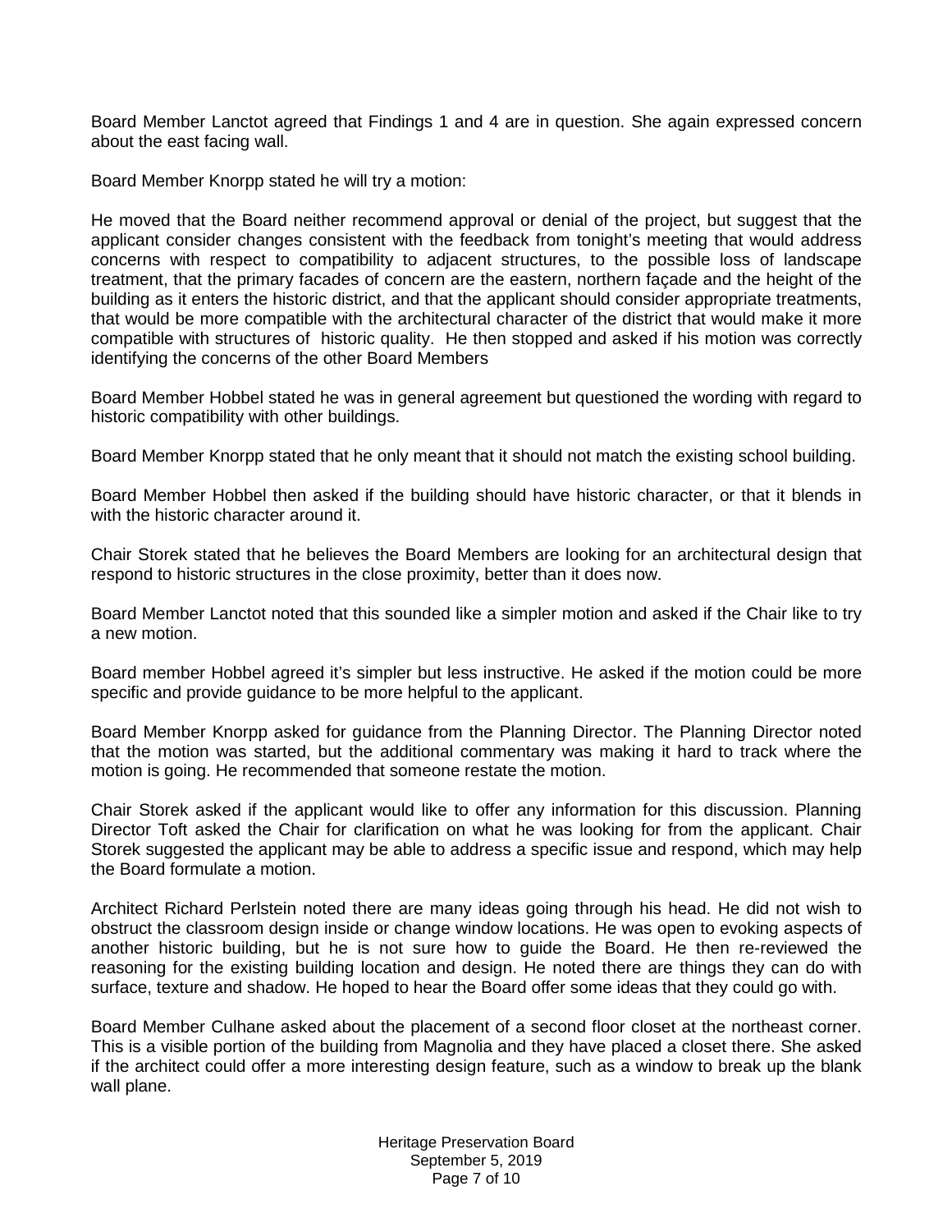Board Member Lanctot agreed that Findings 1 and 4 are in question. She again expressed concern about the east facing wall.

Board Member Knorpp stated he will try a motion:

He moved that the Board neither recommend approval or denial of the project, but suggest that the applicant consider changes consistent with the feedback from tonight's meeting that would address concerns with respect to compatibility to adjacent structures, to the possible loss of landscape treatment, that the primary facades of concern are the eastern, northern façade and the height of the building as it enters the historic district, and that the applicant should consider appropriate treatments, that would be more compatible with the architectural character of the district that would make it more compatible with structures of historic quality. He then stopped and asked if his motion was correctly identifying the concerns of the other Board Members

Board Member Hobbel stated he was in general agreement but questioned the wording with regard to historic compatibility with other buildings.

Board Member Knorpp stated that he only meant that it should not match the existing school building.

Board Member Hobbel then asked if the building should have historic character, or that it blends in with the historic character around it.

Chair Storek stated that he believes the Board Members are looking for an architectural design that respond to historic structures in the close proximity, better than it does now.

Board Member Lanctot noted that this sounded like a simpler motion and asked if the Chair like to try a new motion.

Board member Hobbel agreed it's simpler but less instructive. He asked if the motion could be more specific and provide guidance to be more helpful to the applicant.

Board Member Knorpp asked for guidance from the Planning Director. The Planning Director noted that the motion was started, but the additional commentary was making it hard to track where the motion is going. He recommended that someone restate the motion.

Chair Storek asked if the applicant would like to offer any information for this discussion. Planning Director Toft asked the Chair for clarification on what he was looking for from the applicant. Chair Storek suggested the applicant may be able to address a specific issue and respond, which may help the Board formulate a motion.

Architect Richard Perlstein noted there are many ideas going through his head. He did not wish to obstruct the classroom design inside or change window locations. He was open to evoking aspects of another historic building, but he is not sure how to guide the Board. He then re-reviewed the reasoning for the existing building location and design. He noted there are things they can do with surface, texture and shadow. He hoped to hear the Board offer some ideas that they could go with.

Board Member Culhane asked about the placement of a second floor closet at the northeast corner. This is a visible portion of the building from Magnolia and they have placed a closet there. She asked if the architect could offer a more interesting design feature, such as a window to break up the blank wall plane.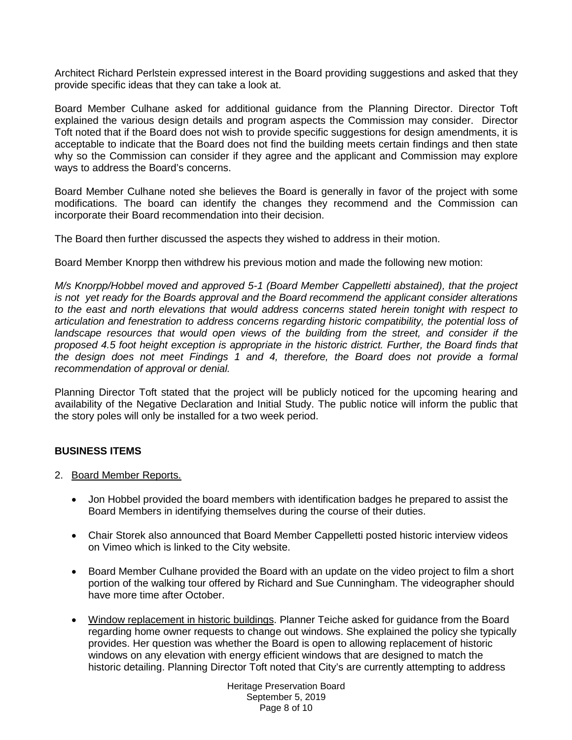Architect Richard Perlstein expressed interest in the Board providing suggestions and asked that they provide specific ideas that they can take a look at.

Board Member Culhane asked for additional guidance from the Planning Director. Director Toft explained the various design details and program aspects the Commission may consider. Director Toft noted that if the Board does not wish to provide specific suggestions for design amendments, it is acceptable to indicate that the Board does not find the building meets certain findings and then state why so the Commission can consider if they agree and the applicant and Commission may explore ways to address the Board's concerns.

Board Member Culhane noted she believes the Board is generally in favor of the project with some modifications. The board can identify the changes they recommend and the Commission can incorporate their Board recommendation into their decision.

The Board then further discussed the aspects they wished to address in their motion.

Board Member Knorpp then withdrew his previous motion and made the following new motion:

*M/s Knorpp/Hobbel moved and approved 5-1 (Board Member Cappelletti abstained), that the project is not yet ready for the Boards approval and the Board recommend the applicant consider alterations to the east and north elevations that would address concerns stated herein tonight with respect to articulation and fenestration to address concerns regarding historic compatibility, the potential loss of landscape resources that would open views of the building from the street, and consider if the proposed 4.5 foot height exception is appropriate in the historic district. Further, the Board finds that the design does not meet Findings 1 and 4, therefore, the Board does not provide a formal recommendation of approval or denial.*

Planning Director Toft stated that the project will be publicly noticed for the upcoming hearing and availability of the Negative Declaration and Initial Study. The public notice will inform the public that the story poles will only be installed for a two week period.

## BUSINESS ITEMS

2. Board Member Reports.

- Jon Hobbel provided the board members with identification badges he prepared to assist the Board Members in identifying themselves during the course of their duties.

- Chair Storek also announced that Board Member Cappelletti posted historic interview videos on Vimeo which is linked to the City website.

- Board Member Culhane provided the Board with an update on the video project to film a short portion of the walking tour offered by Richard and Sue Cunningham. The videographer should have more time after October.

- Window replacement in historic buildings. Planner Teiche asked for guidance from the Board regarding home owner requests to change out windows. She explained the policy she typically provides. Her question was whether the Board is open to allowing replacement of historic windows on any elevation with energy efficient windows that are designed to match the historic detailing. Planning Director Toft noted that City's are currently attempting to address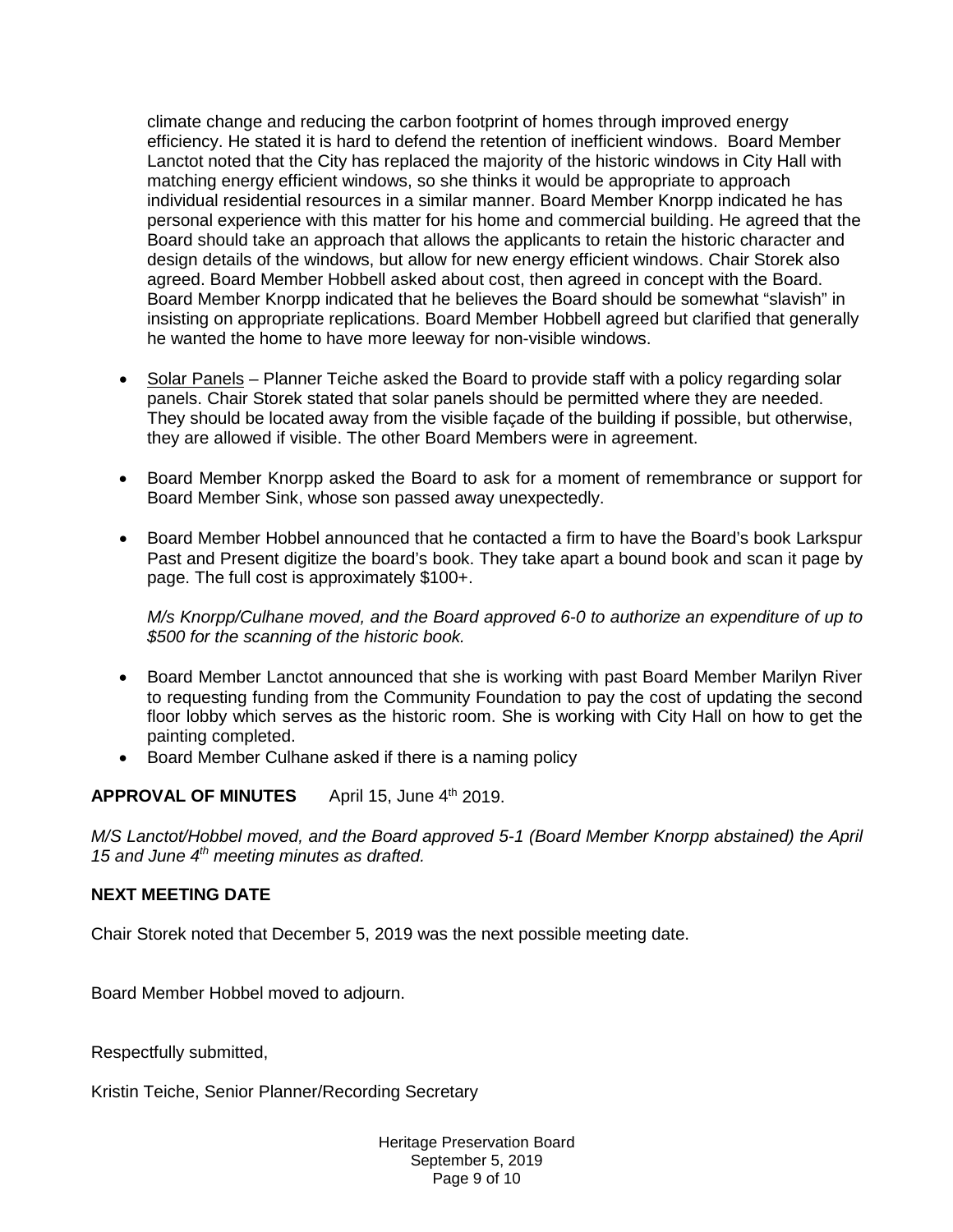climate change and reducing the carbon footprint of homes through improved energy efficiency. He stated it is hard to defend the retention of inefficient windows. Board Member Lanctot noted that the City has replaced the majority of the historic windows in City Hall with matching energy efficient windows, so she thinks it would be appropriate to approach individual residential resources in a similar manner. Board Member Knorpp indicated he has personal experience with this matter for his home and commercial building. He agreed that the Board should take an approach that allows the applicants to retain the historic character and design details of the windows, but allow for new energy efficient windows. Chair Storek also agreed. Board Member Hobbell asked about cost, then agreed in concept with the Board. Board Member Knorpp indicated that he believes the Board should be somewhat "slavish" in insisting on appropriate replications. Board Member Hobbell agreed but clarified that generally he wanted the home to have more leeway for non-visible windows.

- Solar Panels – Planner Teiche asked the Board to provide staff with a policy regarding solar panels. Chair Storek stated that solar panels should be permitted where they are needed. They should be located away from the visible façade of the building if possible, but otherwise, they are allowed if visible. The other Board Members were in agreement.

- Board Member Knorpp asked the Board to ask for a moment of remembrance or support for Board Member Sink, whose son passed away unexpectedly.

- Board Member Hobbel announced that he contacted a firm to have the Board's book Larkspur Past and Present digitize the board's book. They take apart a bound book and scan it page by page. The full cost is approximately $100+.

  *M/s Knorpp/Culhane moved, and the Board approved 6-0 to authorize an expenditure of up to $500 for the scanning of the historic book.*

- Board Member Lanctot announced that she is working with past Board Member Marilyn River to requesting funding from the Community Foundation to pay the cost of updating the second floor lobby which serves as the historic room. She is working with City Hall on how to get the painting completed.
- Board Member Culhane asked if there is a naming policy

**APPROVAL OF MINUTES** April 15, June 4th 2019.

*M/S Lanctot/Hobbel moved, and the Board approved 5-1 (Board Member Knorpp abstained) the April 15 and June 4th meeting minutes as drafted.*

**NEXT MEETING DATE**

Chair Storek noted that December 5, 2019 was the next possible meeting date.

Board Member Hobbel moved to adjourn.

Respectfully submitted,

Kristin Teiche, Senior Planner/Recording Secretary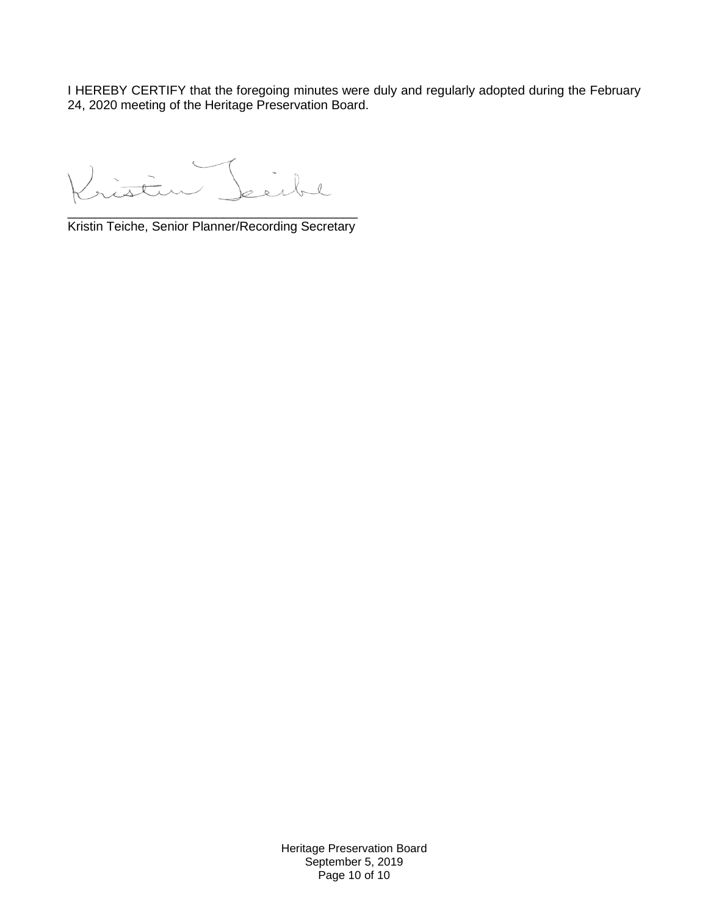I HEREBY CERTIFY that the foregoing minutes were duly and regularly adopted during the February 24, 2020 meeting of the Heritage Preservation Board.

\_\_\_\_\_\_\_\_\_\_\_\_\_\_\_\_\_\_\_\_\_\_\_\_\_\_\_\_\_\_\_\_\_\_\_\_\_\_\_\_

Kristin Teiche, Senior Planner/Recording Secretary